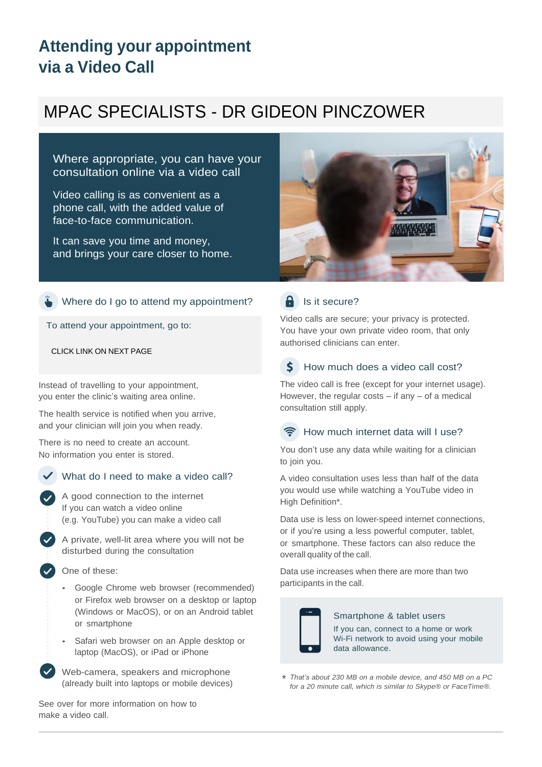# Attending your appointment via a Video Call

## MPAC SPECIALISTS - DR GIDEON PINCZOWER

Where appropriate, you can have your consultation online via a video call

Video calling is as convenient as a phone call, with the added value of face-to-face communication.

It can save you time and money, and brings your care closer to home.

### Where do I go to attend my appointment?

To attend your appointment, go to:

CLICK LINK ON NEXT PAGE

Instead of travelling to your appointment, you enter the clinic's waiting area online.

The health service is notified when you arrive, and your clinician will join you when ready.

There is no need to create an account. No information you enter is stored.

### What do I need to make a video call?

- A good connection to the internet
  If you can watch a video online (e.g. YouTube) you can make a video call
- A private, well-lit area where you will not be disturbed during the consultation
- One of these:
  - Google Chrome web browser (recommended) or Firefox web browser on a desktop or laptop (Windows or MacOS), or on an Android tablet or smartphone
  - Safari web browser on an Apple desktop or laptop (MacOS), or iPad or iPhone
- Web-camera, speakers and microphone (already built into laptops or mobile devices)

See over for more information on how to make a video call.

### Is it secure?

Video calls are secure; your privacy is protected. You have your own private video room, that only authorised clinicians can enter.

### How much does a video call cost?

The video call is free (except for your internet usage). However, the regular costs – if any – of a medical consultation still apply.

### How much internet data will I use?

You don't use any data while waiting for a clinician to join you.

A video consultation uses less than half of the data you would use while watching a YouTube video in High Definition*.

Data use is less on lower-speed internet connections, or if you're using a less powerful computer, tablet, or smartphone. These factors can also reduce the overall quality of the call.

Data use increases when there are more than two participants in the call.

**Smartphone & tablet users**

If you can, connect to a home or work Wi-Fi network to avoid using your mobile data allowance.

*\* That's about 230 MB on a mobile device, and 450 MB on a PC for a 20 minute call, which is similar to Skype® or FaceTime®.*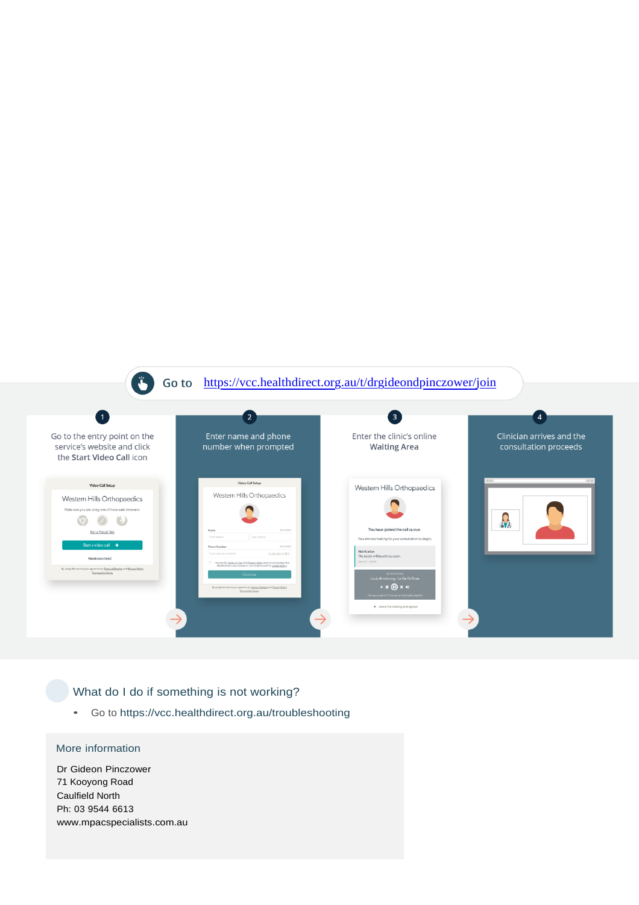Go to https://vcc.healthdirect.org.au/t/drgideondpinczower/join

1. Go to the entry point on the service's website and click the **Start Video Call** icon

2. Enter name and phone number when prompted

3. Enter the clinic's online **Waiting Area**

4. Clinician arrives and the consultation proceeds

## What do I do if something is not working?

- Go to https://vcc.healthdirect.org.au/troubleshooting

### More information

Dr Gideon Pinczower
71 Kooyong Road
Caulfield North
Ph: 03 9544 6613
www.mpacspecialists.com.au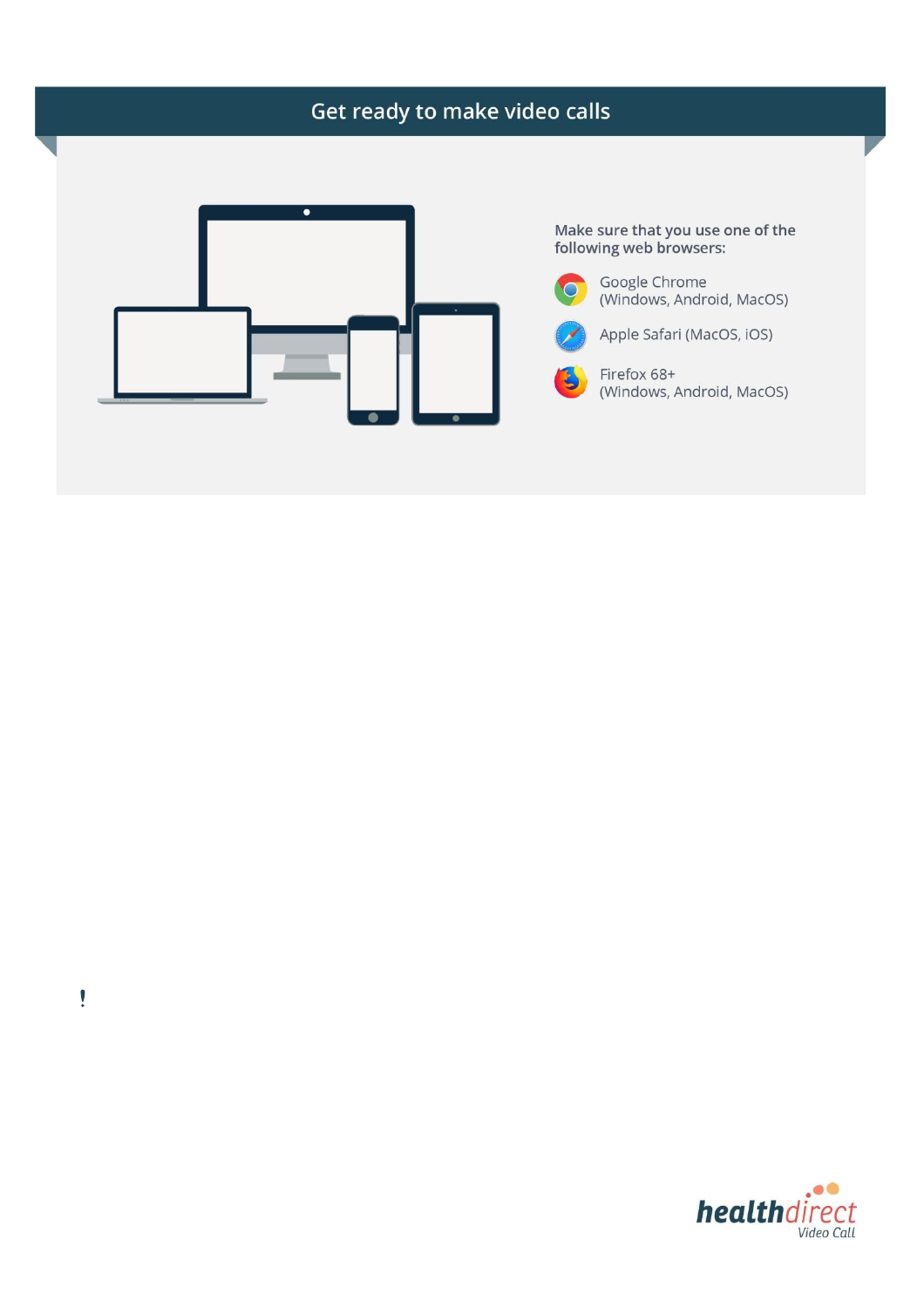## Get ready to make video calls

Make sure that you use one of the following web browsers:

- Google Chrome (Windows, Android, MacOS)
- Apple Safari (MacOS, iOS)
- Firefox 68+ (Windows, Android, MacOS)

!

healthdirect Video Call